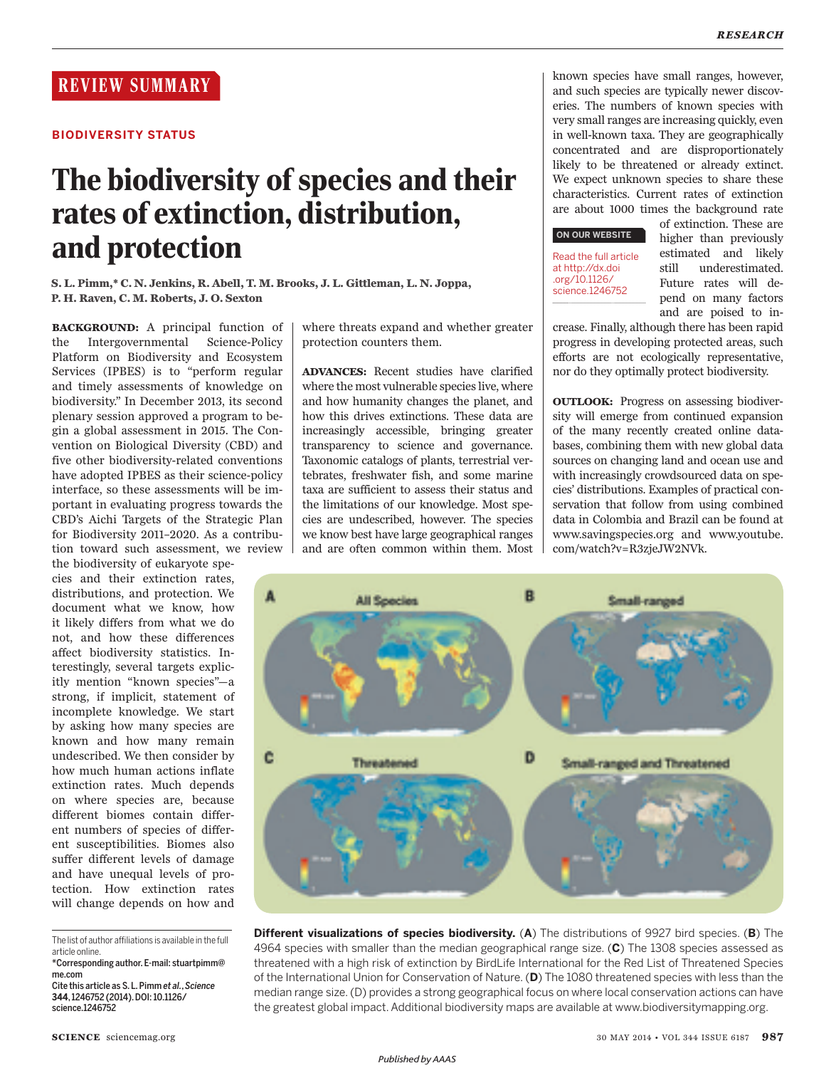REVIEW SUMMARY

BIODIVERSITY STATUS

# The biodiversity of species and their rates of extinction, distribution, and protection

S. L. Pimm,* C. N. Jenkins, R. Abell, T. M. Brooks, J. L. Gittleman, L. N. Joppa, P. H. Raven, C. M. Roberts, J. O. Sexton

**BACKGROUND:** A principal function of the Intergovernmental Science-Policy Platform on Biodiversity and Ecosystem Services (IPBES) is to "perform regular and timely assessments of knowledge on biodiversity." In December 2013, its second plenary session approved a program to begin a global assessment in 2015. The Convention on Biological Diversity (CBD) and five other biodiversity-related conventions have adopted IPBES as their science-policy interface, so these assessments will be important in evaluating progress towards the CBD's Aichi Targets of the Strategic Plan for Biodiversity 2011–2020. As a contribution toward such assessment, we review the biodiversity of eukaryote species and their extinction rates, distributions, and protection. We document what we know, how it likely differs from what we do not, and how these differences affect biodiversity statistics. Interestingly, several targets explicitly mention "known species"—a strong, if implicit, statement of incomplete knowledge. We start by asking how many species are known and how many remain undescribed. We then consider by how much human actions inflate extinction rates. Much depends on where species are, because different biomes contain different numbers of species of different susceptibilities. Biomes also suffer different levels of damage and have unequal levels of protection. How extinction rates will change depends on how and where threats expand and whether greater protection counters them.

**ADVANCES:** Recent studies have clarified where the most vulnerable species live, where and how humanity changes the planet, and how this drives extinctions. These data are increasingly accessible, bringing greater transparency to science and governance. Taxonomic catalogs of plants, terrestrial vertebrates, freshwater fish, and some marine taxa are sufficient to assess their status and the limitations of our knowledge. Most species are undescribed, however. The species we know best have large geographical ranges and are often common within them. Most known species have small ranges, however, and such species are typically newer discoveries. The numbers of known species with very small ranges are increasing quickly, even in well-known taxa. They are geographically concentrated and are disproportionately likely to be threatened or already extinct. We expect unknown species to share these characteristics. Current rates of extinction are about 1000 times the background rate of extinction. These are higher than previously estimated and likely still underestimated. Future rates will depend on many factors and are poised to increase. Finally, although there has been rapid progress in developing protected areas, such efforts are not ecologically representative, nor do they optimally protect biodiversity.

ON OUR WEBSITE

Read the full article at http://dx.doi.org/10.1126/science.1246752

**OUTLOOK:** Progress on assessing biodiversity will emerge from continued expansion of the many recently created online databases, combining them with new global data sources on changing land and ocean use and with increasingly crowdsourced data on species' distributions. Examples of practical conservation that follow from using combined data in Colombia and Brazil can be found at www.savingspecies.org and www.youtube.com/watch?v=R3zjeJW2NVk.

A All Species

B Small-ranged

C Threatened

D Small-ranged and Threatened

**Different visualizations of species biodiversity.** (**A**) The distributions of 9927 bird species. (**B**) The 4964 species with smaller than the median geographical range size. (**C**) The 1308 species assessed as threatened with a high risk of extinction by BirdLife International for the Red List of Threatened Species of the International Union for Conservation of Nature. (**D**) The 1080 threatened species with less than the median range size. (D) provides a strong geographical focus on where local conservation actions can have the greatest global impact. Additional biodiversity maps are available at www.biodiversitymapping.org.

The list of author affiliations is available in the full article online.
*Corresponding author. E-mail: stuartpimm@me.com
Cite this article as S. L. Pimm *et al.*, *Science* 344, 1246752 (2014). DOI: 10.1126/science.1246752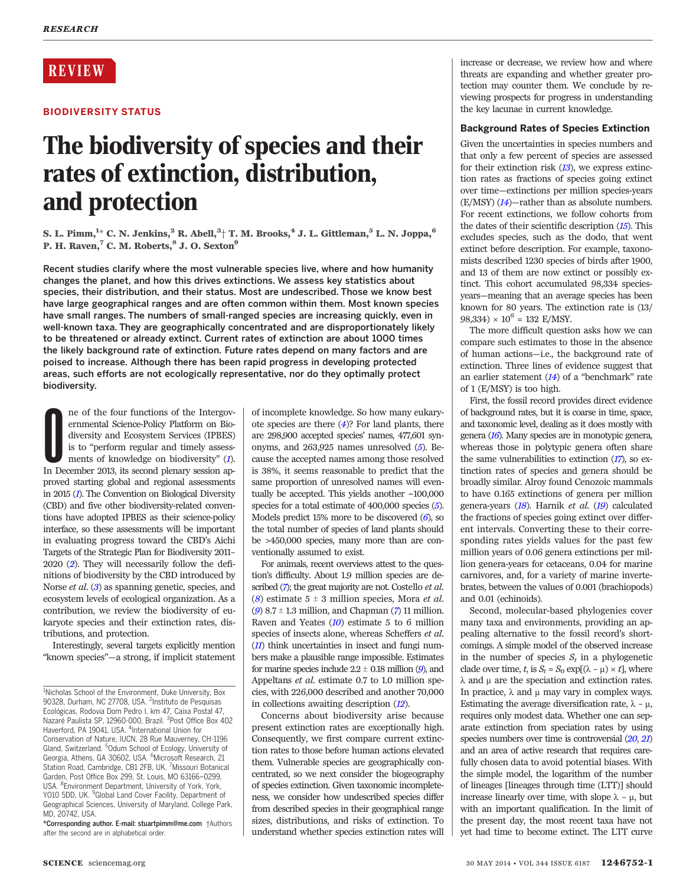REVIEW

BIODIVERSITY STATUS

# The biodiversity of species and their rates of extinction, distribution, and protection

S. L. Pimm,[1]* C. N. Jenkins,[2] R. Abell,[3]† T. M. Brooks,[4] J. L. Gittleman,[5] L. N. Joppa,[6] P. H. Raven,[7] C. M. Roberts,[8] J. O. Sexton[9]

**Recent studies clarify where the most vulnerable species live, where and how humanity changes the planet, and how this drives extinctions. We assess key statistics about species, their distribution, and their status. Most are undescribed. Those we know best have large geographical ranges and are often common within them. Most known species have small ranges. The numbers of small-ranged species are increasing quickly, even in well-known taxa. They are geographically concentrated and are disproportionately likely to be threatened or already extinct. Current rates of extinction are about 1000 times the likely background rate of extinction. Future rates depend on many factors and are poised to increase. Although there has been rapid progress in developing protected areas, such efforts are not ecologically representative, nor do they optimally protect biodiversity.**

One of the four functions of the Intergovernmental Science-Policy Platform on Biodiversity and Ecosystem Services (IPBES) is to "perform regular and timely assessments of knowledge on biodiversity" (*1*). In December 2013, its second plenary session approved starting global and regional assessments in 2015 (*1*). The Convention on Biological Diversity (CBD) and five other biodiversity-related conventions have adopted IPBES as their science-policy interface, so these assessments will be important in evaluating progress toward the CBD's Aichi Targets of the Strategic Plan for Biodiversity 2011–2020 (*2*). They will necessarily follow the definitions of biodiversity by the CBD introduced by Norse *et al.* (*3*) as spanning genetic, species, and ecosystem levels of ecological organization. As a contribution, we review the biodiversity of eukaryote species and their extinction rates, distributions, and protection.

Interestingly, several targets explicitly mention "known species"—a strong, if implicit statement of incomplete knowledge. So how many eukaryote species are there (*4*)? For land plants, there are 298,900 accepted species' names, 477,601 synonyms, and 263,925 names unresolved (*5*). Because the accepted names among those resolved is 38%, it seems reasonable to predict that the same proportion of unresolved names will eventually be accepted. This yields another ~100,000 species for a total estimate of 400,000 species (*5*). Models predict 15% more to be discovered (*6*), so the total number of species of land plants should be >450,000 species, many more than are conventionally assumed to exist.

For animals, recent overviews attest to the question's difficulty. About 1.9 million species are described (*7*); the great majority are not. Costello *et al.* (*8*) estimate 5 ± 3 million species, Mora *et al.* (*9*) 8.7 ± 1.3 million, and Chapman (*7*) 11 million. Raven and Yeates (*10*) estimate 5 to 6 million species of insects alone, whereas Scheffers *et al.* (*11*) think uncertainties in insect and fungi numbers make a plausible range impossible. Estimates for marine species include 2.2 ± 0.18 million (*9*), and Appeltans *et al.* estimate 0.7 to 1.0 million species, with 226,000 described and another 70,000 in collections awaiting description (*12*).

Concerns about biodiversity arise because present extinction rates are exceptionally high. Consequently, we first compare current extinction rates to those before human actions elevated them. Vulnerable species are geographically concentrated, so we next consider the biogeography of species extinction. Given taxonomic incompleteness, we consider how undescribed species differ from described species in their geographical range sizes, distributions, and risks of extinction. To understand whether species extinction rates will increase or decrease, we review how and where threats are expanding and whether greater protection may counter them. We conclude by reviewing prospects for progress in understanding the key lacunae in current knowledge.

## Background Rates of Species Extinction

Given the uncertainties in species numbers and that only a few percent of species are assessed for their extinction risk (*13*), we express extinction rates as fractions of species going extinct over time—extinctions per million species-years (E/MSY) (*14*)—rather than as absolute numbers. For recent extinctions, we follow cohorts from the dates of their scientific description (*15*). This excludes species, such as the dodo, that went extinct before description. For example, taxonomists described 1230 species of birds after 1900, and 13 of them are now extinct or possibly extinct. This cohort accumulated 98,334 species-years—meaning that an average species has been known for 80 years. The extinction rate is $(13/98{,}334) \times 10^6 = 132$ E/MSY.

The more difficult question asks how we can compare such estimates to those in the absence of human actions—i.e., the background rate of extinction. Three lines of evidence suggest that an earlier statement (*14*) of a "benchmark" rate of 1 (E/MSY) is too high.

First, the fossil record provides direct evidence of background rates, but it is coarse in time, space, and taxonomic level, dealing as it does mostly with genera (*16*). Many species are in monotypic genera, whereas those in polytypic genera often share the same vulnerabilities to extinction (*17*), so extinction rates of species and genera should be broadly similar. Alroy found Cenozoic mammals to have 0.165 extinctions of genera per million genera-years (*18*). Harnik *et al.* (*19*) calculated the fractions of species going extinct over different intervals. Converting these to their corresponding rates yields values for the past few million years of 0.06 genera extinctions per million genera-years for cetaceans, 0.04 for marine carnivores, and, for a variety of marine invertebrates, between the values of 0.001 (brachiopods) and 0.01 (echinoids).

Second, molecular-based phylogenies cover many taxa and environments, providing an appealing alternative to the fossil record's shortcomings. A simple model of the observed increase in the number of species $S_t$ in a phylogenetic clade over time, $t$, is $S_t = S_0 \exp[(\lambda - \mu) \times t]$, where $\lambda$ and $\mu$ are the speciation and extinction rates. In practice, $\lambda$ and $\mu$ may vary in complex ways. Estimating the average diversification rate, $\lambda - \mu$, requires only modest data. Whether one can separate extinction from speciation rates by using species numbers over time is controversial (*20*, *21*) and an area of active research that requires carefully chosen data to avoid potential biases. With the simple model, the logarithm of the number of lineages [lineages through time (LTT)] should increase linearly over time, with slope $\lambda - \mu$, but with an important qualification. In the limit of the present day, the most recent taxa have not yet had time to become extinct. The LTT curve

[1]Nicholas School of the Environment, Duke University, Box 90328, Durham, NC 27708, USA. [2]Instituto de Pesquisas Ecológicas, Rodovia Dom Pedro I, km 47, Caixa Postal 47, Nazaré Paulista SP, 12960-000, Brazil. [3]Post Office Box 402 Haverford, PA 19041, USA. [4]International Union for Conservation of Nature, IUCN, 28 Rue Mauverney, CH-1196 Gland, Switzerland. [5]Odum School of Ecology, University of Georgia, Athens, GA 30602, USA. [6]Microsoft Research, 21 Station Road, Cambridge, CB1 2FB, UK. [7]Missouri Botanical Garden, Post Office Box 299, St. Louis, MO 63166–0299, USA. [8]Environment Department, University of York, York, YO10 5DD, UK. [9]Global Land Cover Facility, Department of Geographical Sciences, University of Maryland, College Park, MD, 20742, USA.

*Corresponding author. E-mail: stuartpimm@me.com †Authors after the second are in alphabetical order.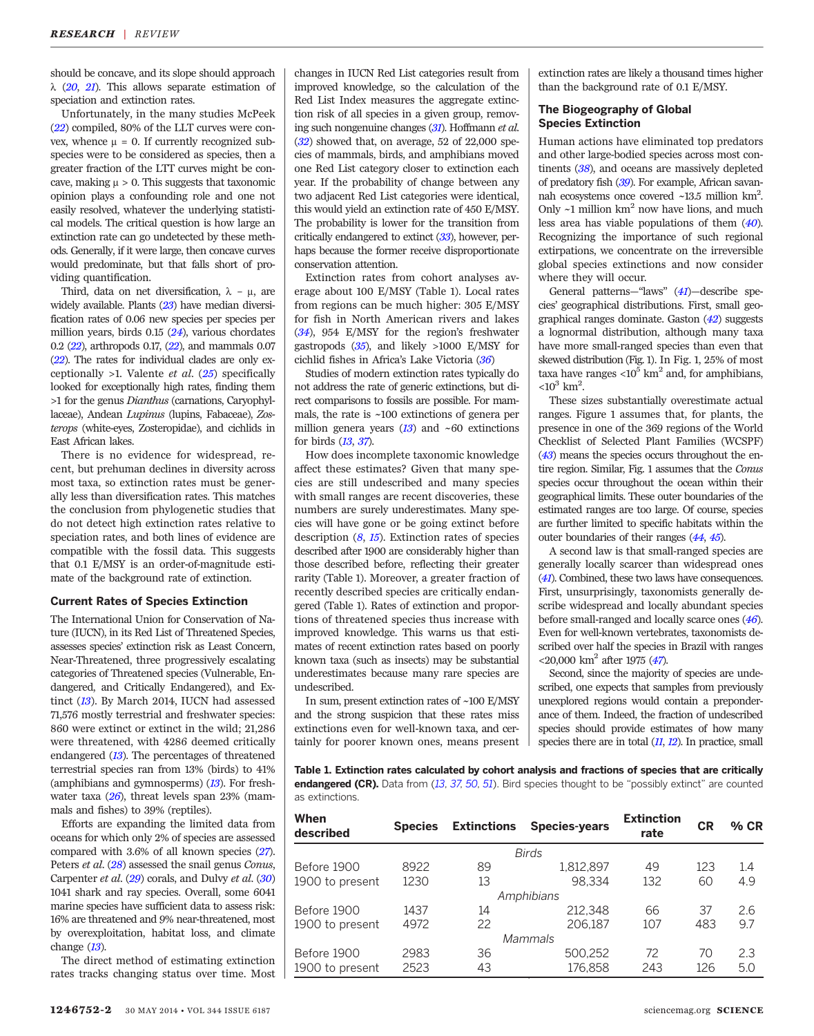should be concave, and its slope should approach λ ([20], [21]). This allows separate estimation of speciation and extinction rates.

Unfortunately, in the many studies McPeek ([22]) compiled, 80% of the LLT curves were convex, whence $\mu = 0$. If currently recognized subspecies were to be considered as species, then a greater fraction of the LTT curves might be concave, making $\mu > 0$. This suggests that taxonomic opinion plays a confounding role and one not easily resolved, whatever the underlying statistical models. The critical question is how large an extinction rate can go undetected by these methods. Generally, if it were large, then concave curves would predominate, but that falls short of providing quantification.

Third, data on net diversification, $\lambda - \mu$, are widely available. Plants ([23]) have median diversification rates of 0.06 new species per species per million years, birds 0.15 ([24]), various chordates 0.2 ([22]), arthropods 0.17, ([22]), and mammals 0.07 ([22]). The rates for individual clades are only exceptionally >1. Valente *et al.* ([25]) specifically looked for exceptionally high rates, finding them >1 for the genus *Dianthus* (carnations, Caryophyllaceae), Andean *Lupinus* (lupins, Fabaceae), *Zosterops* (white-eyes, Zosteropidae), and cichlids in East African lakes.

There is no evidence for widespread, recent, but prehuman declines in diversity across most taxa, so extinction rates must be generally less than diversification rates. This matches the conclusion from phylogenetic studies that do not detect high extinction rates relative to speciation rates, and both lines of evidence are compatible with the fossil data. This suggests that 0.1 E/MSY is an order-of-magnitude estimate of the background rate of extinction.

## Current Rates of Species Extinction

The International Union for Conservation of Nature (IUCN), in its Red List of Threatened Species, assesses species' extinction risk as Least Concern, Near-Threatened, three progressively escalating categories of Threatened species (Vulnerable, Endangered, and Critically Endangered), and Extinct ([13]). By March 2014, IUCN had assessed 71,576 mostly terrestrial and freshwater species: 860 were extinct or extinct in the wild; 21,286 were threatened, with 4286 deemed critically endangered ([13]). The percentages of threatened terrestrial species ran from 13% (birds) to 41% (amphibians and gymnosperms) ([13]). For freshwater taxa ([26]), threat levels span 23% (mammals and fishes) to 39% (reptiles).

Efforts are expanding the limited data from oceans for which only 2% of species are assessed compared with 3.6% of all known species ([27]). Peters *et al.* ([28]) assessed the snail genus *Conus*, Carpenter *et al.* ([29]) corals, and Dulvy *et al.* ([30]) 1041 shark and ray species. Overall, some 6041 marine species have sufficient data to assess risk: 16% are threatened and 9% near-threatened, most by overexploitation, habitat loss, and climate change ([13]).

The direct method of estimating extinction rates tracks changing status over time. Most changes in IUCN Red List categories result from improved knowledge, so the calculation of the Red List Index measures the aggregate extinction risk of all species in a given group, removing such nongenuine changes ([31]). Hoffmann *et al.* ([32]) showed that, on average, 52 of 22,000 species of mammals, birds, and amphibians moved one Red List category closer to extinction each year. If the probability of change between any two adjacent Red List categories were identical, this would yield an extinction rate of 450 E/MSY. The probability is lower for the transition from critically endangered to extinct ([33]), however, perhaps because the former receive disproportionate conservation attention.

Extinction rates from cohort analyses average about 100 E/MSY (Table 1). Local rates from regions can be much higher: 305 E/MSY for fish in North American rivers and lakes ([34]), 954 E/MSY for the region's freshwater gastropods ([35]), and likely >1000 E/MSY for cichlid fishes in Africa's Lake Victoria ([36])

Studies of modern extinction rates typically do not address the rate of generic extinctions, but direct comparisons to fossils are possible. For mammals, the rate is ~100 extinctions of genera per million genera years ([13]) and ~60 extinctions for birds ([13], [37]).

How does incomplete taxonomic knowledge affect these estimates? Given that many species are still undescribed and many species with small ranges are recent discoveries, these numbers are surely underestimates. Many species will have gone or be going extinct before description ([8], [15]). Extinction rates of species described after 1900 are considerably higher than those described before, reflecting their greater rarity (Table 1). Moreover, a greater fraction of recently described species are critically endangered (Table 1). Rates of extinction and proportions of threatened species thus increase with improved knowledge. This warns us that estimates of recent extinction rates based on poorly known taxa (such as insects) may be substantial underestimates because many rare species are undescribed.

In sum, present extinction rates of ~100 E/MSY and the strong suspicion that these rates miss extinctions even for well-known taxa, and certainly for poorer known ones, means present extinction rates are likely a thousand times higher than the background rate of 0.1 E/MSY.

## The Biogeography of Global Species Extinction

Human actions have eliminated top predators and other large-bodied species across most continents ([38]), and oceans are massively depleted of predatory fish ([39]). For example, African savannah ecosystems once covered ~13.5 million km$^2$. Only ~1 million km$^2$ now have lions, and much less area has viable populations of them ([40]). Recognizing the importance of such regional extirpations, we concentrate on the irreversible global species extinctions and now consider where they will occur.

General patterns—"laws" ([41])—describe species' geographical distributions. First, small geographical ranges dominate. Gaston ([42]) suggests a lognormal distribution, although many taxa have more small-ranged species than even that skewed distribution (Fig. 1). In Fig. 1, 25% of most taxa have ranges <10$^5$ km$^2$ and, for amphibians, <10$^3$ km$^2$.

These sizes substantially overestimate actual ranges. Figure 1 assumes that, for plants, the presence in one of the 369 regions of the World Checklist of Selected Plant Families (WCSPF) ([43]) means the species occurs throughout the entire region. Similar, Fig. 1 assumes that the *Conus* species occur throughout the ocean within their geographical limits. These outer boundaries of the estimated ranges are too large. Of course, species are further limited to specific habitats within the outer boundaries of their ranges ([44], [45]).

A second law is that small-ranged species are generally locally scarcer than widespread ones ([41]). Combined, these two laws have consequences. First, unsurprisingly, taxonomists generally describe widespread and locally abundant species before small-ranged and locally scarce ones ([46]). Even for well-known vertebrates, taxonomists described over half the species in Brazil with ranges <20,000 km$^2$ after 1975 ([47]).

Second, since the majority of species are undescribed, one expects that samples from previously unexplored regions would contain a preponderance of them. Indeed, the fraction of undescribed species should provide estimates of how many species there are in total ([11], [12]). In practice, small

**Table 1. Extinction rates calculated by cohort analysis and fractions of species that are critically endangered (CR).** Data from ([13], [37], [50], [51]). Bird species thought to be "possibly extinct" are counted as extinctions.

| When described | Species | Extinctions | Species-years | Extinction rate | CR | % CR |
|---|---|---|---|---|---|---|
| *Birds* | | | | | | |
| Before 1900 | 8922 | 89 | 1,812,897 | 49 | 123 | 1.4 |
| 1900 to present | 1230 | 13 | 98,334 | 132 | 60 | 4.9 |
| *Amphibians* | | | | | | |
| Before 1900 | 1437 | 14 | 212,348 | 66 | 37 | 2.6 |
| 1900 to present | 4972 | 22 | 206,187 | 107 | 483 | 9.7 |
| *Mammals* | | | | | | |
| Before 1900 | 2983 | 36 | 500,252 | 72 | 70 | 2.3 |
| 1900 to present | 2523 | 43 | 176,858 | 243 | 126 | 5.0 |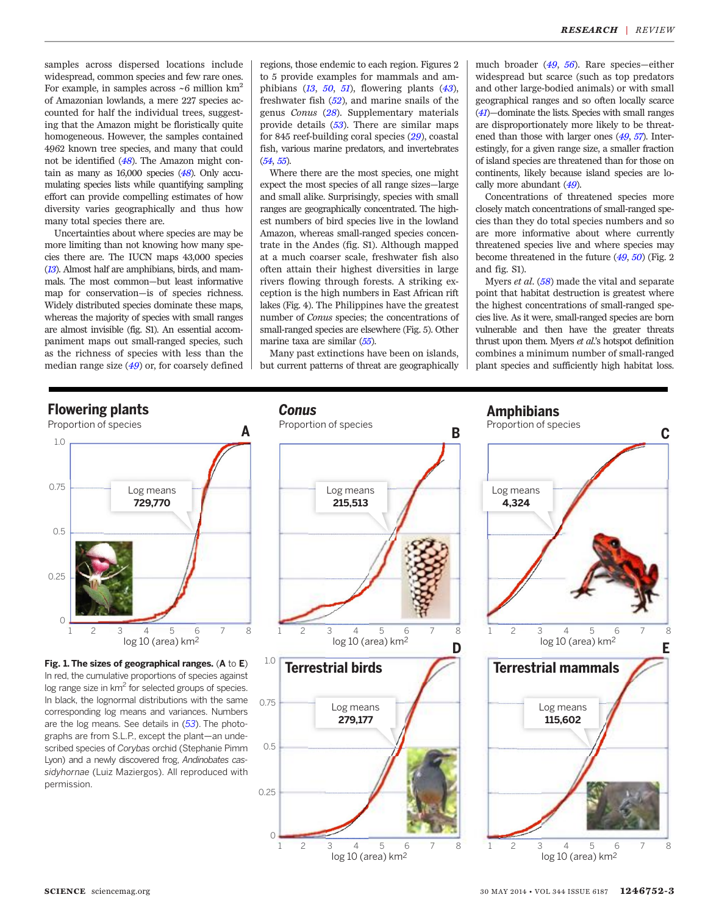samples across dispersed locations include widespread, common species and few rare ones. For example, in samples across ~6 million km$^2$ of Amazonian lowlands, a mere 227 species accounted for half the individual trees, suggesting that the Amazon might be floristically quite homogeneous. However, the samples contained 4962 known tree species, and many that could not be identified (48). The Amazon might contain as many as 16,000 species (48). Only accumulating species lists while quantifying sampling effort can provide compelling estimates of how diversity varies geographically and thus how many total species there are.

Uncertainties about where species are may be more limiting than not knowing how many species there are. The IUCN maps 43,000 species (13). Almost half are amphibians, birds, and mammals. The most common—but least informative map for conservation—is of species richness. Widely distributed species dominate these maps, whereas the majority of species with small ranges are almost invisible (fig. S1). An essential accompaniment maps out small-ranged species, such as the richness of species with less than the median range size (49) or, for coarsely defined regions, those endemic to each region. Figures 2 to 5 provide examples for mammals and amphibians (13, 50, 51), flowering plants (43), freshwater fish (52), and marine snails of the genus *Conus* (28). Supplementary materials provide details (53). There are similar maps for 845 reef-building coral species (29), coastal fish, various marine predators, and invertebrates (54, 55).

Where there are the most species, one might expect the most species of all range sizes—large and small alike. Surprisingly, species with small ranges are geographically concentrated. The highest numbers of bird species live in the lowland Amazon, whereas small-ranged species concentrate in the Andes (fig. S1). Although mapped at a much coarser scale, freshwater fish also often attain their highest diversities in large rivers flowing through forests. A striking exception is the high numbers in East African rift lakes (Fig. 4). The Philippines have the greatest number of *Conus* species; the concentrations of small-ranged species are elsewhere (Fig. 5). Other marine taxa are similar (55).

Many past extinctions have been on islands, but current patterns of threat are geographically much broader (49, 56). Rare species—either widespread but scarce (such as top predators and other large-bodied animals) or with small geographical ranges and so often locally scarce (41)—dominate the lists. Species with small ranges are disproportionately more likely to be threatened than those with larger ones (49, 57). Interestingly, for a given range size, a smaller fraction of island species are threatened than for those on continents, likely because island species are locally more abundant (49).

Concentrations of threatened species more closely match concentrations of small-ranged species than they do total species numbers and so are more informative about where currently threatened species live and where species may become threatened in the future (49, 50) (Fig. 2 and fig. S1).

Myers *et al.* (58) made the vital and separate point that habitat destruction is greatest where the highest concentrations of small-ranged species live. As it were, small-ranged species are born vulnerable and then have the greater threats thrust upon them. Myers *et al.*'s hotspot definition combines a minimum number of small-ranged plant species and sufficiently high habitat loss.

**Fig. 1. The sizes of geographical ranges.** (**A** to **E**) In red, the cumulative proportions of species against log range size in km$^2$ for selected groups of species. In black, the lognormal distributions with the same corresponding log means and variances. Numbers are the log means. See details in (53). The photographs are from S.L.P., except the plant—an undescribed species of *Corybas* orchid (Stephanie Pimm Lyon) and a newly discovered frog, *Andinobates cassidyhornae* (Luiz Maziergos). All reproduced with permission.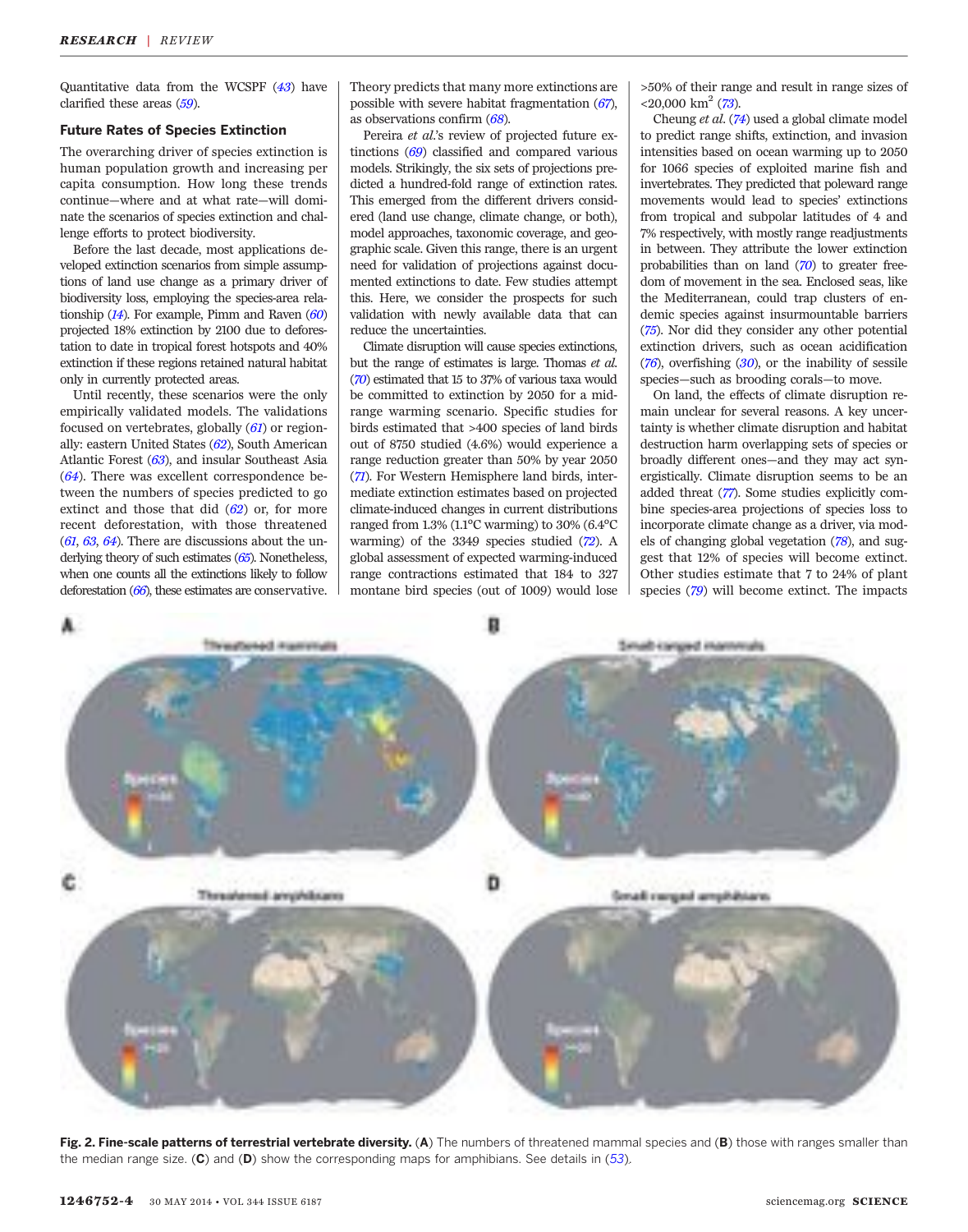Quantitative data from the WCSPF (43) have clarified these areas (59).

### Future Rates of Species Extinction

The overarching driver of species extinction is human population growth and increasing per capita consumption. How long these trends continue—where and at what rate—will dominate the scenarios of species extinction and challenge efforts to protect biodiversity.

Before the last decade, most applications developed extinction scenarios from simple assumptions of land use change as a primary driver of biodiversity loss, employing the species-area relationship (14). For example, Pimm and Raven (60) projected 18% extinction by 2100 due to deforestation to date in tropical forest hotspots and 40% extinction if these regions retained natural habitat only in currently protected areas.

Until recently, these scenarios were the only empirically validated models. The validations focused on vertebrates, globally (61) or regionally: eastern United States (62), South American Atlantic Forest (63), and insular Southeast Asia (64). There was excellent correspondence between the numbers of species predicted to go extinct and those that did (62) or, for more recent deforestation, with those threatened (61, 63, 64). There are discussions about the underlying theory of such estimates (65). Nonetheless, when one counts all the extinctions likely to follow deforestation (66), these estimates are conservative. Theory predicts that many more extinctions are possible with severe habitat fragmentation (67), as observations confirm (68).

Pereira *et al.*'s review of projected future extinctions (69) classified and compared various models. Strikingly, the six sets of projections predicted a hundred-fold range of extinction rates. This emerged from the different drivers considered (land use change, climate change, or both), model approaches, taxonomic coverage, and geographic scale. Given this range, there is an urgent need for validation of projections against documented extinctions to date. Few studies attempt this. Here, we consider the prospects for such validation with newly available data that can reduce the uncertainties.

Climate disruption will cause species extinctions, but the range of estimates is large. Thomas *et al.* (70) estimated that 15 to 37% of various taxa would be committed to extinction by 2050 for a mid-range warming scenario. Specific studies for birds estimated that >400 species of land birds out of 8750 studied (4.6%) would experience a range reduction greater than 50% by year 2050 (71). For Western Hemisphere land birds, intermediate extinction estimates based on projected climate-induced changes in current distributions ranged from 1.3% (1.1°C warming) to 30% (6.4°C warming) of the 3349 species studied (72). A global assessment of expected warming-induced range contractions estimated that 184 to 327 montane bird species (out of 1009) would lose >50% of their range and result in range sizes of <20,000 km$^2$ (73).

Cheung *et al.* (74) used a global climate model to predict range shifts, extinction, and invasion intensities based on ocean warming up to 2050 for 1066 species of exploited marine fish and invertebrates. They predicted that poleward range movements would lead to species' extinctions from tropical and subpolar latitudes of 4 and 7% respectively, with mostly range readjustments in between. They attribute the lower extinction probabilities than on land (70) to greater freedom of movement in the sea. Enclosed seas, like the Mediterranean, could trap clusters of endemic species against insurmountable barriers (75). Nor did they consider any other potential extinction drivers, such as ocean acidification (76), overfishing (30), or the inability of sessile species—such as brooding corals—to move.

On land, the effects of climate disruption remain unclear for several reasons. A key uncertainty is whether climate disruption and habitat destruction harm overlapping sets of species or broadly different ones—and they may act synergistically. Climate disruption seems to be an added threat (77). Some studies explicitly combine species-area projections of species loss to incorporate climate change as a driver, via models of changing global vegetation (78), and suggest that 12% of species will become extinct. Other studies estimate that 7 to 24% of plant species (79) will become extinct. The impacts

**Fig. 2. Fine-scale patterns of terrestrial vertebrate diversity.** (**A**) The numbers of threatened mammal species and (**B**) those with ranges smaller than the median range size. (**C**) and (**D**) show the corresponding maps for amphibians. See details in (53).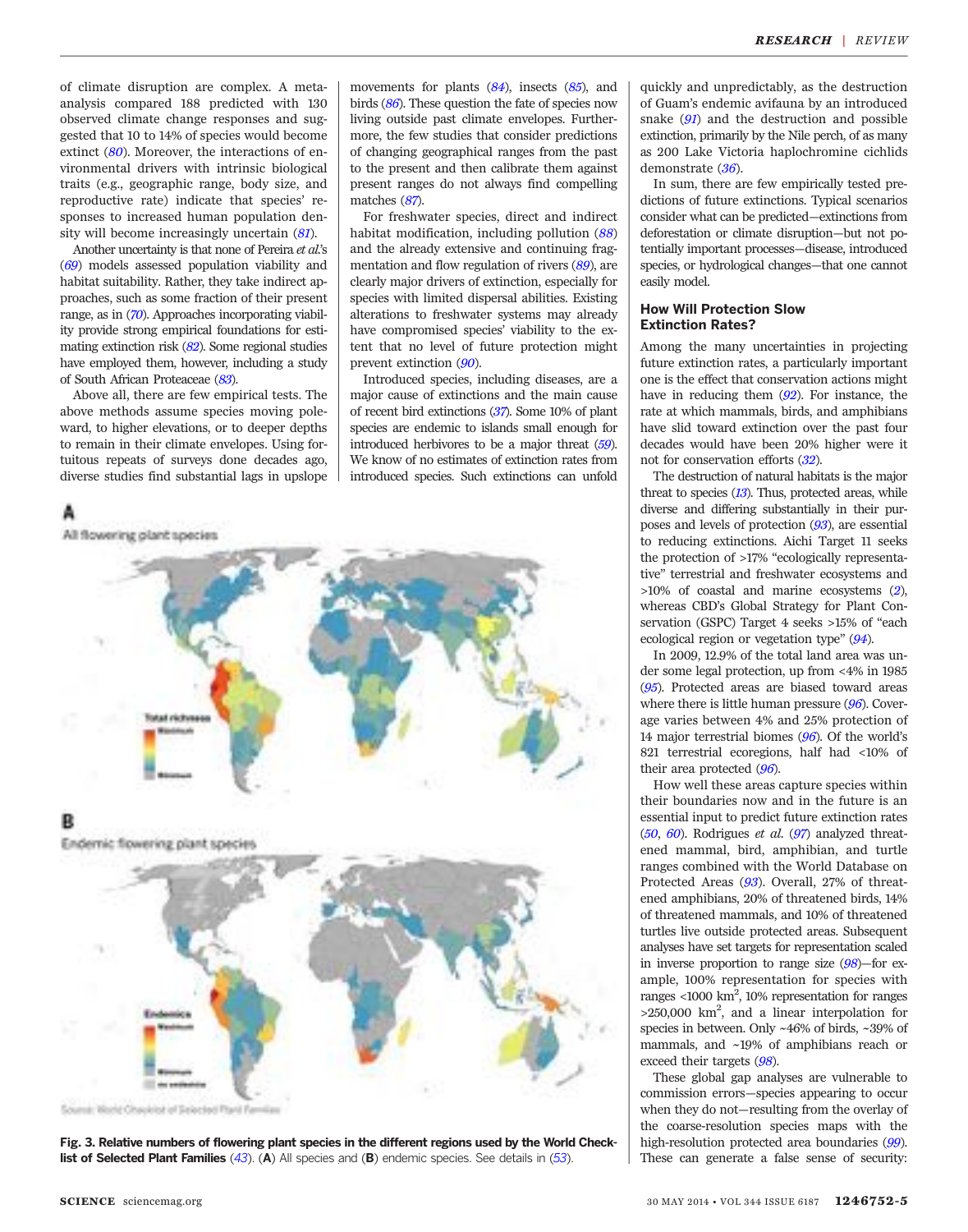of climate disruption are complex. A meta-analysis compared 188 predicted with 130 observed climate change responses and suggested that 10 to 14% of species would become extinct (80). Moreover, the interactions of environmental drivers with intrinsic biological traits (e.g., geographic range, body size, and reproductive rate) indicate that species' responses to increased human population density will become increasingly uncertain (81).

Another uncertainty is that none of Pereira *et al.*'s (69) models assessed population viability and habitat suitability. Rather, they take indirect approaches, such as some fraction of their present range, as in (70). Approaches incorporating viability provide strong empirical foundations for estimating extinction risk (82). Some regional studies have employed them, however, including a study of South African Proteaceae (83).

Above all, there are few empirical tests. The above methods assume species moving poleward, to higher elevations, or to deeper depths to remain in their climate envelopes. Using fortuitous repeats of surveys done decades ago, diverse studies find substantial lags in upslope movements for plants (84), insects (85), and birds (86). These question the fate of species now living outside past climate envelopes. Furthermore, the few studies that consider predictions of changing geographical ranges from the past to the present and then calibrate them against present ranges do not always find compelling matches (87).

For freshwater species, direct and indirect habitat modification, including pollution (88) and the already extensive and continuing fragmentation and flow regulation of rivers (89), are clearly major drivers of extinction, especially for species with limited dispersal abilities. Existing alterations to freshwater systems may already have compromised species' viability to the extent that no level of future protection might prevent extinction (90).

Introduced species, including diseases, are a major cause of extinctions and the main cause of recent bird extinctions (37). Some 10% of plant species are endemic to islands small enough for introduced herbivores to be a major threat (59). We know of no estimates of extinction rates from introduced species. Such extinctions can unfold quickly and unpredictably, as the destruction of Guam's endemic avifauna by an introduced snake (91) and the destruction and possible extinction, primarily by the Nile perch, of as many as 200 Lake Victoria haplochromine cichlids demonstrate (36).

In sum, there are few empirically tested predictions of future extinctions. Typical scenarios consider what can be predicted—extinctions from deforestation or climate disruption—but not potentially important processes—disease, introduced species, or hydrological changes—that one cannot easily model.

**Fig. 3. Relative numbers of flowering plant species in the different regions used by the World Checklist of Selected Plant Families (43).** (**A**) All species and (**B**) endemic species. See details in (53).

## How Will Protection Slow Extinction Rates?

Among the many uncertainties in projecting future extinction rates, a particularly important one is the effect that conservation actions might have in reducing them (92). For instance, the rate at which mammals, birds, and amphibians have slid toward extinction over the past four decades would have been 20% higher were it not for conservation efforts (32).

The destruction of natural habitats is the major threat to species (13). Thus, protected areas, while diverse and differing substantially in their purposes and levels of protection (93), are essential to reducing extinctions. Aichi Target 11 seeks the protection of >17% "ecologically representative" terrestrial and freshwater ecosystems and >10% of coastal and marine ecosystems (2), whereas CBD's Global Strategy for Plant Conservation (GSPC) Target 4 seeks >15% of "each ecological region or vegetation type" (94).

In 2009, 12.9% of the total land area was under some legal protection, up from <4% in 1985 (95). Protected areas are biased toward areas where there is little human pressure (96). Coverage varies between 4% and 25% protection of 14 major terrestrial biomes (96). Of the world's 821 terrestrial ecoregions, half had <10% of their area protected (96).

How well these areas capture species within their boundaries now and in the future is an essential input to predict future extinction rates (50, 60). Rodrigues *et al.* (97) analyzed threatened mammal, bird, amphibian, and turtle ranges combined with the World Database on Protected Areas (93). Overall, 27% of threatened amphibians, 20% of threatened birds, 14% of threatened mammals, and 10% of threatened turtles live outside protected areas. Subsequent analyses have set targets for representation scaled in inverse proportion to range size (98)—for example, 100% representation for species with ranges <1000 km$^2$, 10% representation for ranges >250,000 km$^2$, and a linear interpolation for species in between. Only ~46% of birds, ~39% of mammals, and ~19% of amphibians reach or exceed their targets (98).

These global gap analyses are vulnerable to commission errors—species appearing to occur when they do not—resulting from the overlay of the coarse-resolution species maps with the high-resolution protected area boundaries (99). These can generate a false sense of security: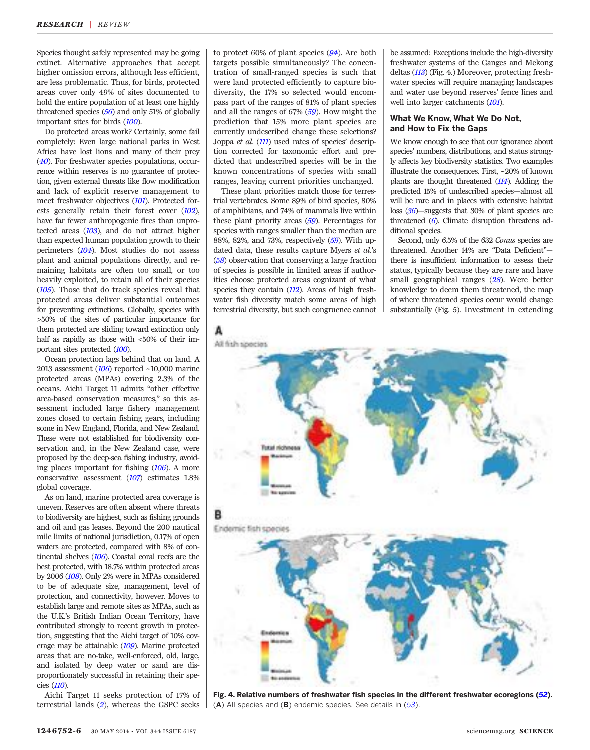Species thought safely represented may be going extinct. Alternative approaches that accept higher omission errors, although less efficient, are less problematic. Thus, for birds, protected areas cover only 49% of sites documented to hold the entire population of at least one highly threatened species (*56*) and only 51% of globally important sites for birds (*100*).

Do protected areas work? Certainly, some fail completely: Even large national parks in West Africa have lost lions and many of their prey (*40*). For freshwater species populations, occurrence within reserves is no guarantee of protection, given external threats like flow modification and lack of explicit reserve management to meet freshwater objectives (*101*). Protected forests generally retain their forest cover (*102*), have far fewer anthropogenic fires than unprotected areas (*103*), and do not attract higher than expected human population growth to their perimeters (*104*). Most studies do not assess plant and animal populations directly, and remaining habitats are often too small, or too heavily exploited, to retain all of their species (*105*). Those that do track species reveal that protected areas deliver substantial outcomes for preventing extinctions. Globally, species with >50% of the sites of particular importance for them protected are sliding toward extinction only half as rapidly as those with <50% of their important sites protected (*100*).

Ocean protection lags behind that on land. A 2013 assessment (*106*) reported ~10,000 marine protected areas (MPAs) covering 2.3% of the oceans. Aichi Target 11 admits "other effective area-based conservation measures," so this assessment included large fishery management zones closed to certain fishing gears, including some in New England, Florida, and New Zealand. These were not established for biodiversity conservation and, in the New Zealand case, were proposed by the deep-sea fishing industry, avoiding places important for fishing (*106*). A more conservative assessment (*107*) estimates 1.8% global coverage.

As on land, marine protected area coverage is uneven. Reserves are often absent where threats to biodiversity are highest, such as fishing grounds and oil and gas leases. Beyond the 200 nautical mile limits of national jurisdiction, 0.17% of open waters are protected, compared with 8% of continental shelves (*106*). Coastal coral reefs are the best protected, with 18.7% within protected areas by 2006 (*108*). Only 2% were in MPAs considered to be of adequate size, management, level of protection, and connectivity, however. Moves to establish large and remote sites as MPAs, such as the U.K.'s British Indian Ocean Territory, have contributed strongly to recent growth in protection, suggesting that the Aichi target of 10% coverage may be attainable (*109*). Marine protected areas that are no-take, well-enforced, old, large, and isolated by deep water or sand are disproportionately successful in retaining their species (*110*).

Aichi Target 11 seeks protection of 17% of terrestrial lands (*2*), whereas the GSPC seeks to protect 60% of plant species (*94*). Are both targets possible simultaneously? The concentration of small-ranged species is such that were land protected efficiently to capture biodiversity, the 17% so selected would encompass part of the ranges of 81% of plant species and all the ranges of 67% (*59*). How might the prediction that 15% more plant species are currently undescribed change these selections? Joppa *et al.* (*111*) used rates of species' description corrected for taxonomic effort and predicted that undescribed species will be in the known concentrations of species with small ranges, leaving current priorities unchanged.

These plant priorities match those for terrestrial vertebrates. Some 89% of bird species, 80% of amphibians, and 74% of mammals live within these plant priority areas (*59*). Percentages for species with ranges smaller than the median are 88%, 82%, and 73%, respectively (*59*). With updated data, these results capture Myers *et al.*'s (*58*) observation that conserving a large fraction of species is possible in limited areas if authorities choose protected areas cognizant of what species they contain (*112*). Areas of high freshwater fish diversity match some areas of high terrestrial diversity, but such congruence cannot be assumed: Exceptions include the high-diversity freshwater systems of the Ganges and Mekong deltas (*113*) (Fig. 4.) Moreover, protecting freshwater species will require managing landscapes and water use beyond reserves' fence lines and well into larger catchments (*101*).

## What We Know, What We Do Not, and How to Fix the Gaps

We know enough to see that our ignorance about species' numbers, distributions, and status strongly affects key biodiversity statistics. Two examples illustrate the consequences. First, ~20% of known plants are thought threatened (*114*). Adding the predicted 15% of undescribed species—almost all will be rare and in places with extensive habitat loss (*36*)—suggests that 30% of plant species are threatened (*6*). Climate disruption threatens additional species.

Second, only 6.5% of the 632 *Conus* species are threatened. Another 14% are "Data Deficient"—there is insufficient information to assess their status, typically because they are rare and have small geographical ranges (*28*). Were better knowledge to deem them threatened, the map of where threatened species occur would change substantially (Fig. 5). Investment in extending

**Fig. 4. Relative numbers of freshwater fish species in the different freshwater ecoregions (*52*).** (**A**) All species and (**B**) endemic species. See details in (*53*).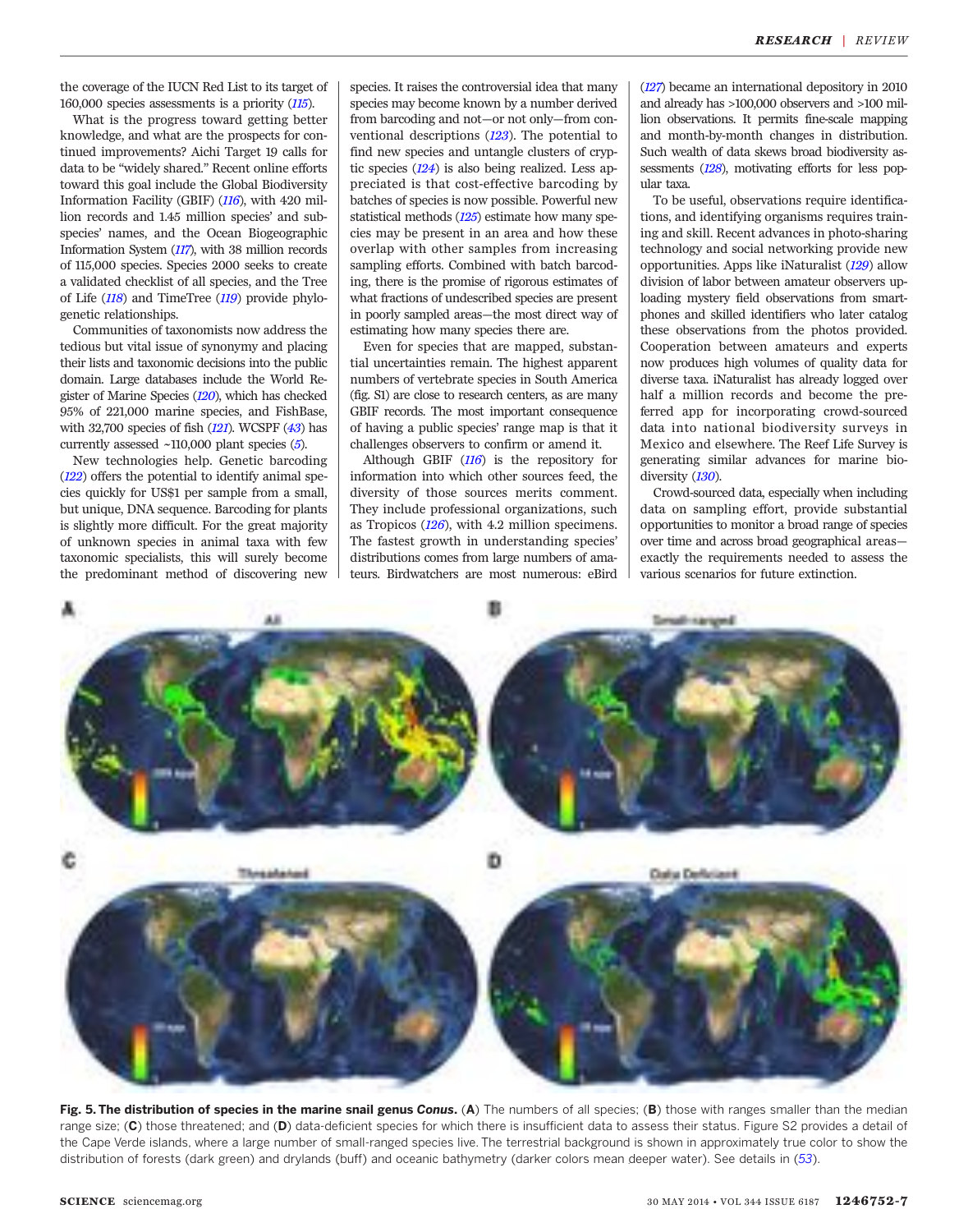the coverage of the IUCN Red List to its target of 160,000 species assessments is a priority (115).

What is the progress toward getting better knowledge, and what are the prospects for continued improvements? Aichi Target 19 calls for data to be "widely shared." Recent online efforts toward this goal include the Global Biodiversity Information Facility (GBIF) (116), with 420 million records and 1.45 million species' and subspecies' names, and the Ocean Biogeographic Information System (117), with 38 million records of 115,000 species. Species 2000 seeks to create a validated checklist of all species, and the Tree of Life (118) and TimeTree (119) provide phylogenetic relationships.

Communities of taxonomists now address the tedious but vital issue of synonymy and placing their lists and taxonomic decisions into the public domain. Large databases include the World Register of Marine Species (120), which has checked 95% of 221,000 marine species, and FishBase, with 32,700 species of fish (121). WCSPF (43) has currently assessed ~110,000 plant species (5).

New technologies help. Genetic barcoding (122) offers the potential to identify animal species quickly for US$1 per sample from a small, but unique, DNA sequence. Barcoding for plants is slightly more difficult. For the great majority of unknown species in animal taxa with few taxonomic specialists, this will surely become the predominant method of discovering new species. It raises the controversial idea that many species may become known by a number derived from barcoding and not—or not only—from conventional descriptions (123). The potential to find new species and untangle clusters of cryptic species (124) is also being realized. Less appreciated is that cost-effective barcoding by batches of species is now possible. Powerful new statistical methods (125) estimate how many species may be present in an area and how these overlap with other samples from increasing sampling efforts. Combined with batch barcoding, there is the promise of rigorous estimates of what fractions of undescribed species are present in poorly sampled areas—the most direct way of estimating how many species there are.

Even for species that are mapped, substantial uncertainties remain. The highest apparent numbers of vertebrate species in South America (fig. S1) are close to research centers, as are many GBIF records. The most important consequence of having a public species' range map is that it challenges observers to confirm or amend it.

Although GBIF (116) is the repository for information into which other sources feed, the diversity of those sources merits comment. They include professional organizations, such as Tropicos (126), with 4.2 million specimens. The fastest growth in understanding species' distributions comes from large numbers of amateurs. Birdwatchers are most numerous: eBird (127) became an international depository in 2010 and already has >100,000 observers and >100 million observations. It permits fine-scale mapping and month-by-month changes in distribution. Such wealth of data skews broad biodiversity assessments (128), motivating efforts for less popular taxa.

To be useful, observations require identifications, and identifying organisms requires training and skill. Recent advances in photo-sharing technology and social networking provide new opportunities. Apps like iNaturalist (129) allow division of labor between amateur observers uploading mystery field observations from smartphones and skilled identifiers who later catalog these observations from the photos provided. Cooperation between amateurs and experts now produces high volumes of quality data for diverse taxa. iNaturalist has already logged over half a million records and become the preferred app for incorporating crowd-sourced data into national biodiversity surveys in Mexico and elsewhere. The Reef Life Survey is generating similar advances for marine biodiversity (130).

Crowd-sourced data, especially when including data on sampling effort, provide substantial opportunities to monitor a broad range of species over time and across broad geographical areas—exactly the requirements needed to assess the various scenarios for future extinction.

**Fig. 5. The distribution of species in the marine snail genus *Conus*.** (**A**) The numbers of all species; (**B**) those with ranges smaller than the median range size; (**C**) those threatened; and (**D**) data-deficient species for which there is insufficient data to assess their status. Figure S2 provides a detail of the Cape Verde islands, where a large number of small-ranged species live. The terrestrial background is shown in approximately true color to show the distribution of forests (dark green) and drylands (buff) and oceanic bathymetry (darker colors mean deeper water). See details in (53).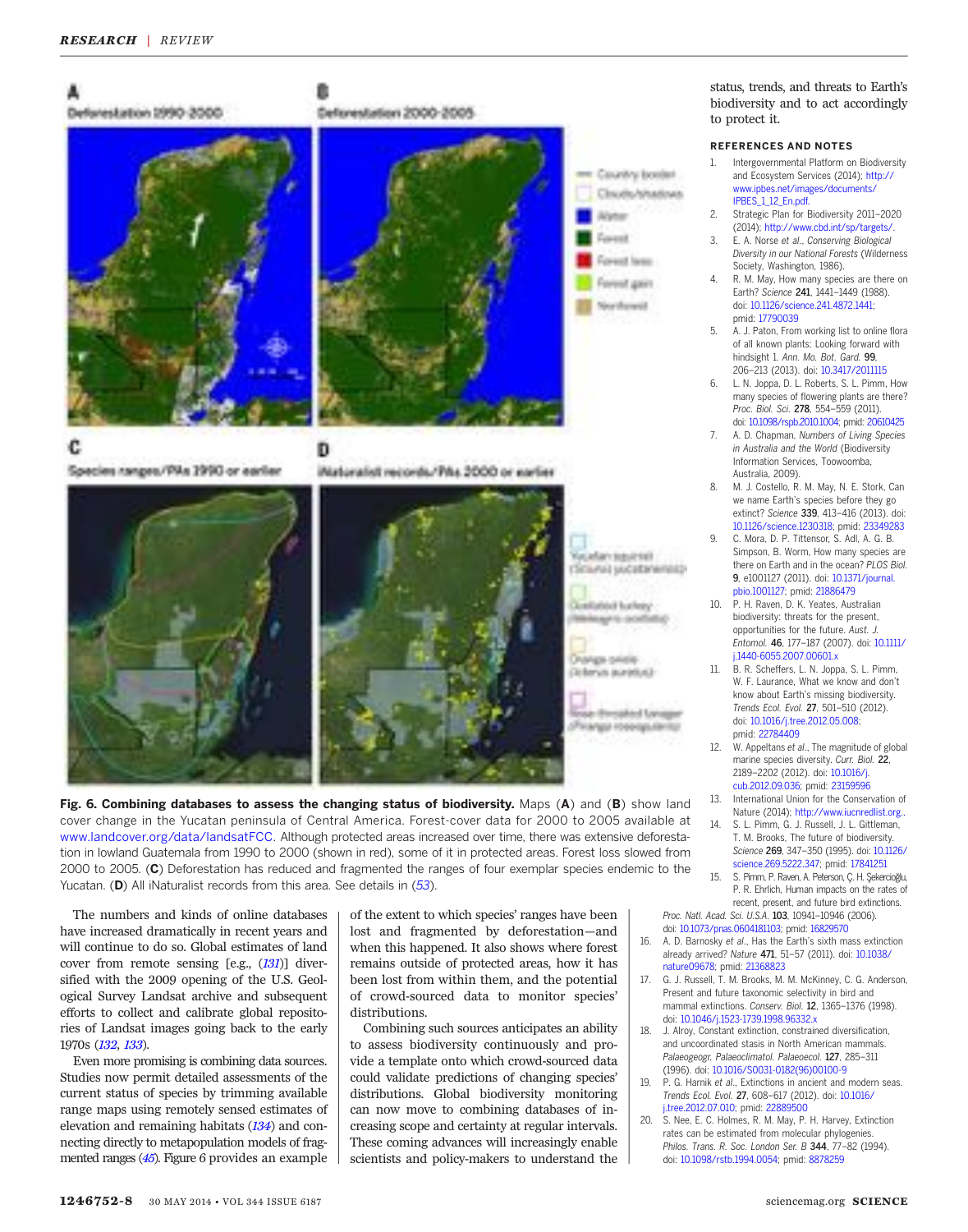**Fig. 6. Combining databases to assess the changing status of biodiversity.** Maps (**A**) and (**B**) show land cover change in the Yucatan peninsula of Central America. Forest-cover data for 2000 to 2005 available at www.landcover.org/data/landsatFCC. Although protected areas increased over time, there was extensive deforestation in lowland Guatemala from 1990 to 2000 (shown in red), some of it in protected areas. Forest loss slowed from 2000 to 2005. (**C**) Deforestation has reduced and fragmented the ranges of four exemplar species endemic to the Yucatan. (**D**) All iNaturalist records from this area. See details in (*53*).

The numbers and kinds of online databases have increased dramatically in recent years and will continue to do so. Global estimates of land cover from remote sensing [e.g., (*131*)] diversified with the 2009 opening of the U.S. Geological Survey Landsat archive and subsequent efforts to collect and calibrate global repositories of Landsat images going back to the early 1970s (*132*, *133*).

Even more promising is combining data sources. Studies now permit detailed assessments of the current status of species by trimming available range maps using remotely sensed estimates of elevation and remaining habitats (*134*) and connecting directly to metapopulation models of fragmented ranges (*45*). Figure 6 provides an example of the extent to which species' ranges have been lost and fragmented by deforestation—and when this happened. It also shows where forest remains outside of protected areas, how it has been lost from within them, and the potential of crowd-sourced data to monitor species' distributions.

Combining such sources anticipates an ability to assess biodiversity continuously and provide a template onto which crowd-sourced data could validate predictions of changing species' distributions. Global biodiversity monitoring can now move to combining databases of increasing scope and certainty at regular intervals. These coming advances will increasingly enable scientists and policy-makers to understand the status, trends, and threats to Earth's biodiversity and to act accordingly to protect it.

## REFERENCES AND NOTES

1. Intergovernmental Platform on Biodiversity and Ecosystem Services (2014); http://www.ipbes.net/images/documents/IPBES_1_12_En.pdf.
2. Strategic Plan for Biodiversity 2011–2020 (2014); http://www.cbd.int/sp/targets/.
3. E. A. Norse *et al.*, *Conserving Biological Diversity in our National Forests* (Wilderness Society, Washington, 1986).
4. R. M. May, How many species are there on Earth? *Science* **241**, 1441–1449 (1988). doi: 10.1126/science.241.4872.1441; pmid: 17790039
5. A. J. Paton, From working list to online flora of all known plants: Looking forward with hindsight 1. *Ann. Mo. Bot. Gard.* **99**, 206–213 (2013). doi: 10.3417/2011115
6. L. N. Joppa, D. L. Roberts, S. L. Pimm, How many species of flowering plants are there? *Proc. Biol. Sci.* **278**, 554–559 (2011). doi: 10.1098/rspb.2010.1004; pmid: 20610425
7. A. D. Chapman, *Numbers of Living Species in Australia and the World* (Biodiversity Information Services, Toowoomba, Australia, 2009).
8. M. J. Costello, R. M. May, N. E. Stork, Can we name Earth's species before they go extinct? *Science* **339**, 413–416 (2013). doi: 10.1126/science.1230318; pmid: 23349283
9. C. Mora, D. P. Tittensor, S. Adl, A. G. B. Simpson, B. Worm, How many species are there on Earth and in the ocean? *PLOS Biol.* **9**, e1001127 (2011). doi: 10.1371/journal.pbio.1001127; pmid: 21886479
10. P. H. Raven, D. K. Yeates, Australian biodiversity: threats for the present, opportunities for the future. *Aust. J. Entomol.* **46**, 177–187 (2007). doi: 10.1111/j.1440-6055.2007.00601.x
11. B. R. Scheffers, L. N. Joppa, S. L. Pimm, W. F. Laurance, What we know and don't know about Earth's missing biodiversity. *Trends Ecol. Evol.* **27**, 501–510 (2012). doi: 10.1016/j.tree.2012.05.008; pmid: 22784409
12. W. Appeltans *et al.*, The magnitude of global marine species diversity. *Curr. Biol.* **22**, 2189–2202 (2012). doi: 10.1016/j.cub.2012.09.036; pmid: 23159596
13. International Union for the Conservation of Nature (2014); http://www.iucnredlist.org..
14. S. L. Pimm, G. J. Russell, J. L. Gittleman, T. M. Brooks, The future of biodiversity. *Science* **269**, 347–350 (1995). doi: 10.1126/science.269.5222.347; pmid: 17841251
15. S. Pimm, P. Raven, A. Peterson, Ç. H. Şekercioğlu, P. R. Ehrlich, Human impacts on the rates of recent, present, and future bird extinctions. *Proc. Natl. Acad. Sci. U.S.A.* **103**, 10941–10946 (2006). doi: 10.1073/pnas.0604181103; pmid: 16829570
16. A. D. Barnosky *et al.*, Has the Earth's sixth mass extinction already arrived? *Nature* **471**, 51–57 (2011). doi: 10.1038/nature09678; pmid: 21368823
17. G. J. Russell, T. M. Brooks, M. M. McKinney, C. G. Anderson, Present and future taxonomic selectivity in bird and mammal extinctions. *Conserv. Biol.* **12**, 1365–1376 (1998). doi: 10.1046/j.1523-1739.1998.96332.x
18. J. Alroy, Constant extinction, constrained diversification, and uncoordinated stasis in North American mammals. *Palaeogeogr. Palaeoclimatol. Palaeoecol.* **127**, 285–311 (1996). doi: 10.1016/S0031-0182(96)00100-9
19. P. G. Harnik *et al.*, Extinctions in ancient and modern seas. *Trends Ecol. Evol.* **27**, 608–617 (2012). doi: 10.1016/j.tree.2012.07.010; pmid: 22889500
20. S. Nee, E. C. Holmes, R. M. May, P. H. Harvey, Extinction rates can be estimated from molecular phylogenies. *Philos. Trans. R. Soc. London Ser. B* **344**, 77–82 (1994). doi: 10.1098/rstb.1994.0054; pmid: 8878259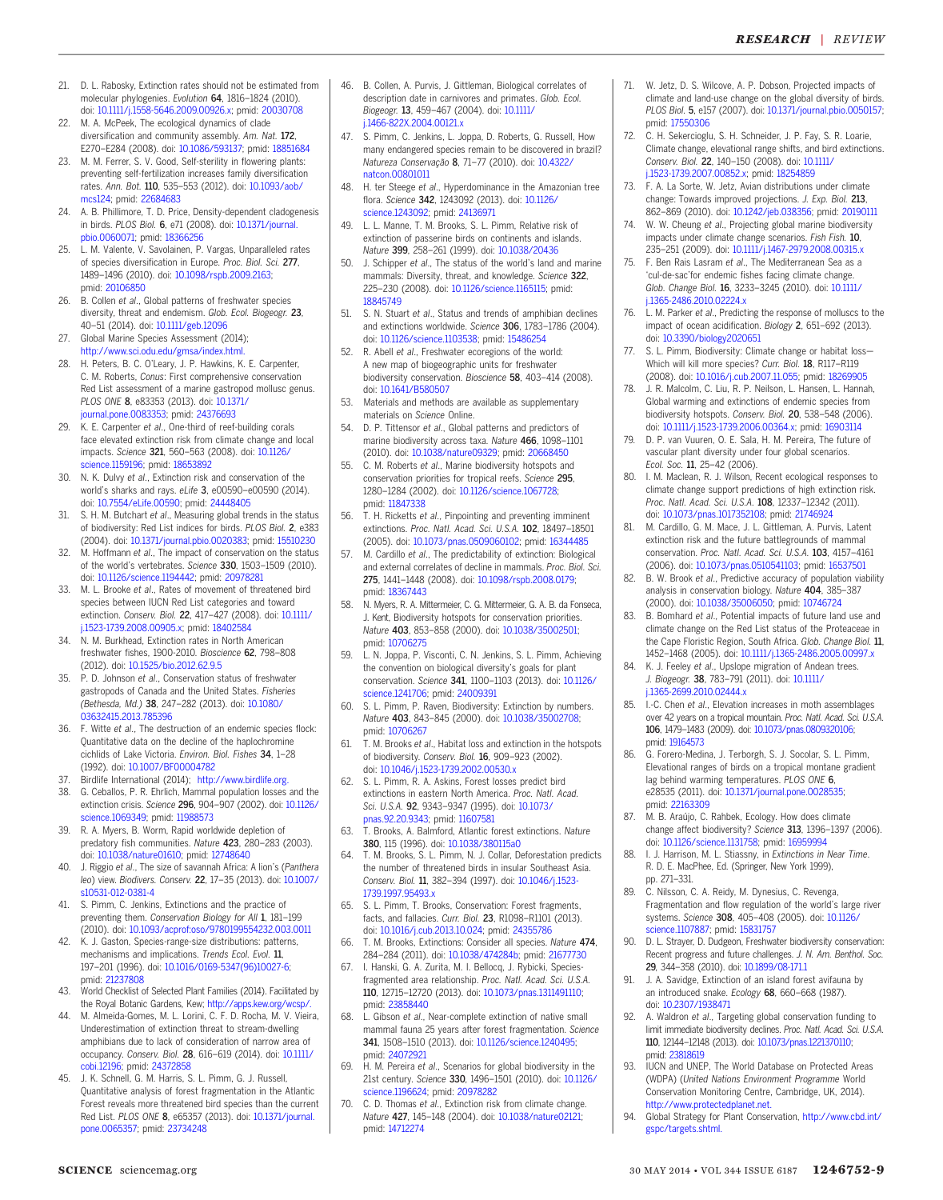21. D. L. Rabosky, Extinction rates should not be estimated from molecular phylogenies. *Evolution* **64**, 1816–1824 (2010). doi: 10.1111/j.1558-5646.2009.00926.x; pmid: 20030708
22. M. A. McPeek, The ecological dynamics of clade diversification and community assembly. *Am. Nat.* **172**, E270–E284 (2008). doi: 10.1086/593137; pmid: 18851684
23. M. M. Ferrer, S. V. Good, Self-sterility in flowering plants: preventing self-fertilization increases family diversification rates. *Ann. Bot.* **110**, 535–553 (2012). doi: 10.1093/aob/mcs124; pmid: 22684683
24. A. B. Phillimore, T. D. Price, Density-dependent cladogenesis in birds. *PLOS Biol.* **6**, e71 (2008). doi: 10.1371/journal.pbio.0060071; pmid: 18366256
25. L. M. Valente, V. Savolainen, P. Vargas, Unparalleled rates of species diversification in Europe. *Proc. Biol. Sci.* **277**, 1489–1496 (2010). doi: 10.1098/rspb.2009.2163; pmid: 20106850
26. B. Collen *et al*., Global patterns of freshwater species diversity, threat and endemism. *Glob. Ecol. Biogeogr.* **23**, 40–51 (2014). doi: 10.1111/geb.12096
27. Global Marine Species Assessment (2014); http://www.sci.odu.edu/gmsa/index.html.
28. H. Peters, B. C. O'Leary, J. P. Hawkins, K. E. Carpenter, C. M. Roberts, *Conus*: First comprehensive conservation Red List assessment of a marine gastropod mollusc genus. *PLOS ONE* **8**, e83353 (2013). doi: 10.1371/journal.pone.0083353; pmid: 24376693
29. K. E. Carpenter *et al*., One-third of reef-building corals face elevated extinction risk from climate change and local impacts. *Science* **321**, 560–563 (2008). doi: 10.1126/science.1159196; pmid: 18653892
30. N. K. Dulvy *et al*., Extinction risk and conservation of the world's sharks and rays. *eLife* **3**, e00590–e00590 (2014). doi: 10.7554/eLife.00590; pmid: 24448405
31. S. H. M. Butchart *et al*., Measuring global trends in the status of biodiversity: Red List indices for birds. *PLOS Biol.* **2**, e383 (2004). doi: 10.1371/journal.pbio.0020383; pmid: 15510230
32. M. Hoffmann *et al*., The impact of conservation on the status of the world's vertebrates. *Science* **330**, 1503–1509 (2010). doi: 10.1126/science.1194442; pmid: 20978281
33. M. L. Brooke *et al*., Rates of movement of threatened bird species between IUCN Red List categories and toward extinction. *Conserv. Biol.* **22**, 417–427 (2008). doi: 10.1111/j.1523-1739.2008.00905.x; pmid: 18402584
34. N. M. Burkhead, Extinction rates in North American freshwater fishes, 1900-2010. *Bioscience* **62**, 798–808 (2012). doi: 10.1525/bio.2012.62.9.5
35. P. D. Johnson *et al*., Conservation status of freshwater gastropods of Canada and the United States. *Fisheries (Bethesda, Md.)* **38**, 247–282 (2013). doi: 10.1080/03632415.2013.785396
36. F. Witte *et al*., The destruction of an endemic species flock: Quantitative data on the decline of the haplochromine cichlids of Lake Victoria. *Environ. Biol. Fishes* **34**, 1–28 (1992). doi: 10.1007/BF00004782
37. Birdlife International (2014): http://www.birdlife.org.
38. G. Ceballos, P. R. Ehrlich, Mammal population losses and the extinction crisis. *Science* **296**, 904–907 (2002). doi: 10.1126/science.1069349; pmid: 11988573
39. R. A. Myers, B. Worm, Rapid worldwide depletion of predatory fish communities. *Nature* **423**, 280–283 (2003). doi: 10.1038/nature01610; pmid: 12748640
40. J. Riggio *et al*., The size of savannah Africa: A lion's (*Panthera leo*) view. *Biodivers. Conserv.* **22**, 17–35 (2013). doi: 10.1007/s10531-012-0381-4
41. S. Pimm, C. Jenkins, Extinctions and the practice of preventing them. *Conservation Biology for All* **1**, 181–199 (2010). doi: 10.1093/acprof:oso/9780199554232.003.0011
42. K. J. Gaston, Species-range-size distributions: patterns, mechanisms and implications. *Trends Ecol. Evol.* **11**, 197–201 (1996). doi: 10.1016/0169-5347(96)10027-6; pmid: 21237808
43. World Checklist of Selected Plant Families (2014). Facilitated by the Royal Botanic Gardens, Kew; http://apps.kew.org/wcsp/.
44. M. Almeida-Gomes, M. L. Lorini, C. F. D. Rocha, M. V. Vieira, Underestimation of extinction threat to stream-dwelling amphibians due to lack of consideration of narrow area of occupancy. *Conserv. Biol.* **28**, 616–619 (2014). doi: 10.1111/cobi.12196; pmid: 24372858
45. J. K. Schnell, G. M. Harris, S. L. Pimm, G. J. Russell, Quantitative analysis of forest fragmentation in the Atlantic Forest reveals more threatened bird species than the current Red List. *PLOS ONE* **8**, e65357 (2013). doi: 10.1371/journal.pone.0065357; pmid: 23734248
46. B. Collen, A. Purvis, J. Gittleman, Biological correlates of description date in carnivores and primates. *Glob. Ecol. Biogeogr.* **13**, 459–467 (2004). doi: 10.1111/j.1466-822X.2004.00121.x
47. S. Pimm, C. Jenkins, L. Joppa, D. Roberts, G. Russell, How many endangered species remain to be discovered in brazil? *Natureza Conservação* **8**, 71–77 (2010). doi: 10.4322/natcon.00801011
48. H. ter Steege *et al*., Hyperdominance in the Amazonian tree flora. *Science* **342**, 1243092 (2013). doi: 10.1126/science.1243092; pmid: 24136971
49. L. L. Manne, T. M. Brooks, S. L. Pimm, Relative risk of extinction of passerine birds on continents and islands. *Nature* **399**, 258–261 (1999). doi: 10.1038/20436
50. J. Schipper *et al*., The status of the world's land and marine mammals: Diversity, threat, and knowledge. *Science* **322**, 225–230 (2008). doi: 10.1126/science.1165115; pmid: 18845749
51. S. N. Stuart *et al*., Status and trends of amphibian declines and extinctions worldwide. *Science* **306**, 1783–1786 (2004). doi: 10.1126/science.1103538; pmid: 15486254
52. R. Abell *et al*., Freshwater ecoregions of the world: A new map of biogeographic units for freshwater biodiversity conservation. *Bioscience* **58**, 403–414 (2008). doi: 10.1641/B580507
53. Materials and methods are available as supplementary materials on *Science* Online.
54. D. P. Tittensor *et al*., Global patterns and predictors of marine biodiversity across taxa. *Nature* **466**, 1098–1101 (2010). doi: 10.1038/nature09329; pmid: 20668450
55. C. M. Roberts *et al*., Marine biodiversity hotspots and conservation priorities for tropical reefs. *Science* **295**, 1280–1284 (2002). doi: 10.1126/science.1067728; pmid: 11847338
56. T. H. Ricketts *et al*., Pinpointing and preventing imminent extinctions. *Proc. Natl. Acad. Sci. U.S.A.* **102**, 18497–18501 (2005). doi: 10.1073/pnas.0509060102; pmid: 16344485
57. M. Cardillo *et al*., The predictability of extinction: Biological and external correlates of decline in mammals. *Proc. Biol. Sci.* **275**, 1441–1448 (2008). doi: 10.1098/rspb.2008.0179; pmid: 18367443
58. N. Myers, R. A. Mittermeier, C. G. Mittermeier, G. A. B. da Fonseca, J. Kent, Biodiversity hotspots for conservation priorities. *Nature* **403**, 853–858 (2000). doi: 10.1038/35002501; pmid: 10706275
59. L. N. Joppa, P. Visconti, C. N. Jenkins, S. L. Pimm, Achieving the convention on biological diversity's goals for plant conservation. *Science* **341**, 1100–1103 (2013). doi: 10.1126/science.1241706; pmid: 24009391
60. S. L. Pimm, P. Raven, Biodiversity: Extinction by numbers. *Nature* **403**, 843–845 (2000). doi: 10.1038/35002708; pmid: 10706267
61. T. M. Brooks *et al*., Habitat loss and extinction in the hotspots of biodiversity. *Conserv. Biol.* **16**, 909–923 (2002). doi: 10.1046/j.1523-1739.2002.00530.x
62. S. L. Pimm, R. A. Askins, Forest losses predict bird extinctions in eastern North America. *Proc. Natl. Acad. Sci. U.S.A.* **92**, 9343–9347 (1995). doi: 10.1073/pnas.92.20.9343; pmid: 11607581
63. T. Brooks, A. Balmford, Atlantic forest extinctions. *Nature* **380**, 115 (1996). doi: 10.1038/380115a0
64. T. M. Brooks, S. L. Pimm, N. J. Collar, Deforestation predicts the number of threatened birds in insular Southeast Asia. *Conserv. Biol.* **11**, 382–394 (1997). doi: 10.1046/j.1523-1739.1997.95493.x
65. S. L. Pimm, T. Brooks, Conservation: Forest fragments, facts, and fallacies. *Curr. Biol.* **23**, R1098–R1101 (2013). doi: 10.1016/j.cub.2013.10.024; pmid: 24355786
66. T. M. Brooks, Extinctions: Consider all species. *Nature* **474**, 284–284 (2011). doi: 10.1038/474284b; pmid: 21677730
67. I. Hanski, G. A. Zurita, M. I. Bellocq, J. Rybicki, Species-fragmented area relationship. *Proc. Natl. Acad. Sci. U.S.A.* **110**, 12715–12720 (2013). doi: 10.1073/pnas.1311491110; pmid: 23858440
68. L. Gibson *et al*., Near-complete extinction of native small mammal fauna 25 years after forest fragmentation. *Science* **341**, 1508–1510 (2013). doi: 10.1126/science.1240495; pmid: 24072921
69. H. M. Pereira *et al*., Scenarios for global biodiversity in the 21st century. *Science* **330**, 1496–1501 (2010). doi: 10.1126/science.1196624; pmid: 20978282
70. C. D. Thomas *et al*., Extinction risk from climate change. *Nature* **427**, 145–148 (2004). doi: 10.1038/nature02121; pmid: 14712274
71. W. Jetz, D. S. Wilcove, A. P. Dobson, Projected impacts of climate and land-use change on the global diversity of birds. *PLOS Biol.* **5**, e157 (2007). doi: 10.1371/journal.pbio.0050157; pmid: 17550306
72. C. H. Sekercioglu, S. H. Schneider, J. P. Fay, S. R. Loarie, Climate change, elevational range shifts, and bird extinctions. *Conserv. Biol.* **22**, 140–150 (2008). doi: 10.1111/j.1523-1739.2007.00852.x; pmid: 18254859
73. F. A. La Sorte, W. Jetz, Avian distributions under climate change: Towards improved projections. *J. Exp. Biol.* **213**, 862–869 (2010). doi: 10.1242/jeb.038356; pmid: 20190111
74. W. W. Cheung *et al*., Projecting global marine biodiversity impacts under climate change scenarios. *Fish Fish.* **10**, 235–251 (2009). doi: 10.1111/j.1467-2979.2008.00315.x
75. F. Ben Rais Lasram *et al*., The Mediterranean Sea as a 'cul-de-sac'for endemic fishes facing climate change. *Glob. Change Biol.* **16**, 3233–3245 (2010). doi: 10.1111/j.1365-2486.2010.02224.x
76. L. M. Parker *et al*., Predicting the response of molluscs to the impact of ocean acidification. *Biology* **2**, 651–692 (2013). doi: 10.3390/biology2020651
77. S. L. Pimm, Biodiversity: Climate change or habitat loss—Which will kill more species? *Curr. Biol.* **18**, R117–R119 (2008). doi: 10.1016/j.cub.2007.11.055; pmid: 18269905
78. J. R. Malcolm, C. Liu, R. P. Neilson, L. Hansen, L. Hannah, Global warming and extinctions of endemic species from biodiversity hotspots. *Conserv. Biol.* **20**, 538–548 (2006). doi: 10.1111/j.1523-1739.2006.00364.x; pmid: 16903114
79. D. P. van Vuuren, O. E. Sala, H. M. Pereira, The future of vascular plant diversity under four global scenarios. *Ecol. Soc.* **11**, 25–42 (2006).
80. I. M. Maclean, R. J. Wilson, Recent ecological responses to climate change support predictions of high extinction risk. *Proc. Natl. Acad. Sci. U.S.A.* **108**, 12337–12342 (2011). doi: 10.1073/pnas.1017352108; pmid: 21746924
81. M. Cardillo, G. M. Mace, J. L. Gittleman, A. Purvis, Latent extinction risk and the future battlegrounds of mammal conservation. *Proc. Natl. Acad. Sci. U.S.A.* **103**, 4157–4161 (2006). doi: 10.1073/pnas.0510541103; pmid: 16537501
82. B. W. Brook *et al*., Predictive accuracy of population viability analysis in conservation biology. *Nature* **404**, 385–387 (2000). doi: 10.1038/35006050; pmid: 10746724
83. B. Bomhard *et al*., Potential impacts of future land use and climate change on the Red List status of the Proteaceae in the Cape Floristic Region, South Africa. *Glob. Change Biol.* **11**, 1452–1468 (2005). doi: 10.1111/j.1365-2486.2005.00997.x
84. K. J. Feeley *et al*., Upslope migration of Andean trees. *J. Biogeogr.* **38**, 783–791 (2011). doi: 10.1111/j.1365-2699.2010.02444.x
85. I.-C. Chen *et al*., Elevation increases in moth assemblages over 42 years on a tropical mountain. *Proc. Natl. Acad. Sci. U.S.A.* **106**, 1479–1483 (2009). doi: 10.1073/pnas.0809320106; pmid: 19164573
86. G. Forero-Medina, J. Terborgh, S. J. Socolar, S. L. Pimm, Elevational ranges of birds on a tropical montane gradient lag behind warming temperatures. *PLOS ONE* **6**, e28535 (2011). doi: 10.1371/journal.pone.0028535; pmid: 22163309
87. M. B. Araújo, C. Rahbek, Ecology. How does climate change affect biodiversity? *Science* **313**, 1396–1397 (2006). doi: 10.1126/science.1131758; pmid: 16959994
88. I. J. Harrison, M. L. Stiassny, in *Extinctions in Near Time*. R. D. E. MacPhee, Ed. (Springer, New York 1999), pp. 271–331.
89. C. Nilsson, C. A. Reidy, M. Dynesius, C. Revenga, Fragmentation and flow regulation of the world's large river systems. *Science* **308**, 405–408 (2005). doi: 10.1126/science.1107887; pmid: 15831757
90. D. L. Strayer, D. Dudgeon, Freshwater biodiversity conservation: Recent progress and future challenges. *J. N. Am. Benthol. Soc.* **29**, 344–358 (2010). doi: 10.1899/08-171.1
91. J. A. Savidge, Extinction of an island forest avifauna by an introduced snake. *Ecology* **68**, 660–668 (1987). doi: 10.2307/1938471
92. A. Waldron *et al*., Targeting global conservation funding to limit immediate biodiversity declines. *Proc. Natl. Acad. Sci. U.S.A.* **110**, 12144–12148 (2013). doi: 10.1073/pnas.1221370110; pmid: 23818619
93. IUCN and UNEP, The World Database on Protected Areas (WDPA) (*United Nations Environment Programme* World Conservation Monitoring Centre, Cambridge, UK, 2014). http://www.protectedplanet.net.
94. Global Strategy for Plant Conservation, http://www.cbd.int/gspc/targets.shtml.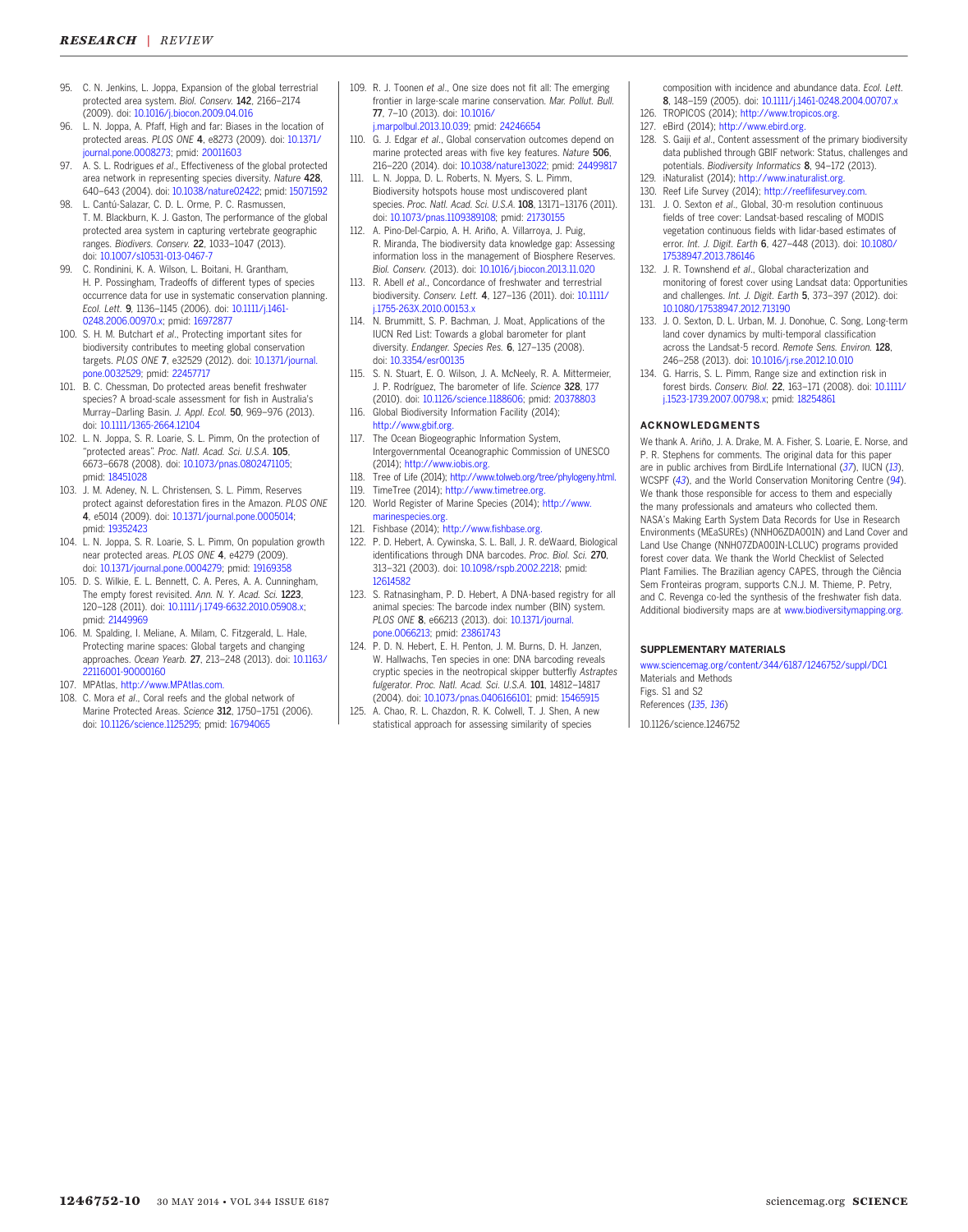95. C. N. Jenkins, L. Joppa, Expansion of the global terrestrial protected area system. *Biol. Conserv.* **142**, 2166–2174 (2009). doi: 10.1016/j.biocon.2009.04.016
96. L. N. Joppa, A. Pfaff, High and far: Biases in the location of protected areas. *PLOS ONE* **4**, e8273 (2009). doi: 10.1371/journal.pone.0008273; pmid: 20011603
97. A. S. L. Rodrigues *et al*., Effectiveness of the global protected area network in representing species diversity. *Nature* **428**, 640–643 (2004). doi: 10.1038/nature02422; pmid: 15071592
98. L. Cantú-Salazar, C. D. L. Orme, P. C. Rasmussen, T. M. Blackburn, K. J. Gaston, The performance of the global protected area system in capturing vertebrate geographic ranges. *Biodivers. Conserv.* **22**, 1033–1047 (2013). doi: 10.1007/s10531-013-0467-7
99. C. Rondinini, K. A. Wilson, L. Boitani, H. Grantham, H. P. Possingham, Tradeoffs of different types of species occurrence data for use in systematic conservation planning. *Ecol. Lett.* **9**, 1136–1145 (2006). doi: 10.1111/j.1461-0248.2006.00970.x; pmid: 16972877
100. S. H. M. Butchart *et al*., Protecting important sites for biodiversity contributes to meeting global conservation targets. *PLOS ONE* **7**, e32529 (2012). doi: 10.1371/journal.pone.0032529; pmid: 22457717
101. B. C. Chessman, Do protected areas benefit freshwater species? A broad-scale assessment for fish in Australia's Murray–Darling Basin. *J. Appl. Ecol.* **50**, 969–976 (2013). doi: 10.1111/1365-2664.12104
102. L. N. Joppa, S. R. Loarie, S. L. Pimm, On the protection of "protected areas". *Proc. Natl. Acad. Sci. U.S.A.* **105**, 6673–6678 (2008). doi: 10.1073/pnas.0802471105; pmid: 18451028
103. J. M. Adeney, N. L. Christensen, S. L. Pimm, Reserves protect against deforestation fires in the Amazon. *PLOS ONE* **4**, e5014 (2009). doi: 10.1371/journal.pone.0005014; pmid: 19352423
104. L. N. Joppa, S. R. Loarie, S. L. Pimm, On population growth near protected areas. *PLOS ONE* **4**, e4279 (2009). doi: 10.1371/journal.pone.0004279; pmid: 19169358
105. D. S. Wilkie, E. L. Bennett, C. A. Peres, A. A. Cunningham, The empty forest revisited. *Ann. N. Y. Acad. Sci.* **1223**, 120–128 (2011). doi: 10.1111/j.1749-6632.2010.05908.x; pmid: 21449969
106. M. Spalding, I. Meliane, A. Milam, C. Fitzgerald, L. Hale, Protecting marine spaces: Global targets and changing approaches. *Ocean Yearb.* **27**, 213–248 (2013). doi: 10.1163/22116001-90000160
107. MPAtlas, http://www.MPAtlas.com.
108. C. Mora *et al*., Coral reefs and the global network of Marine Protected Areas. *Science* **312**, 1750–1751 (2006). doi: 10.1126/science.1125295; pmid: 16794065
109. R. J. Toonen *et al*., One size does not fit all: The emerging frontier in large-scale marine conservation. *Mar. Pollut. Bull.* **77**, 7–10 (2013). doi: 10.1016/j.marpolbul.2013.10.039; pmid: 24246654
110. G. J. Edgar *et al*., Global conservation outcomes depend on marine protected areas with five key features. *Nature* **506**, 216–220 (2014). doi: 10.1038/nature13022; pmid: 24499817
111. L. N. Joppa, D. L. Roberts, N. Myers, S. L. Pimm, Biodiversity hotspots house most undiscovered plant species. *Proc. Natl. Acad. Sci. U.S.A.* **108**, 13171–13176 (2011). doi: 10.1073/pnas.1109389108; pmid: 21730155
112. A. Pino-Del-Carpio, A. H. Ariño, A. Villarroya, J. Puig, R. Miranda, The biodiversity data knowledge gap: Assessing information loss in the management of Biosphere Reserves. *Biol. Conserv.* (2013). doi: 10.1016/j.biocon.2013.11.020
113. R. Abell *et al*., Concordance of freshwater and terrestrial biodiversity. *Conserv. Lett.* **4**, 127–136 (2011). doi: 10.1111/j.1755-263X.2010.00153.x
114. N. Brummitt, S. P. Bachman, J. Moat, Applications of the IUCN Red List: Towards a global barometer for plant diversity. *Endanger. Species Res.* **6**, 127–135 (2008). doi: 10.3354/esr00135
115. S. N. Stuart, E. O. Wilson, J. A. McNeely, R. A. Mittermeier, J. P. Rodríguez, The barometer of life. *Science* **328**, 177 (2010). doi: 10.1126/science.1188606; pmid: 20378803
116. Global Biodiversity Information Facility (2014); http://www.gbif.org.
117. The Ocean Biogeographic Information System, Intergovernmental Oceanographic Commission of UNESCO (2014); http://www.iobis.org.
118. Tree of Life (2014); http://www.tolweb.org/tree/phylogeny.html.
119. TimeTree (2014); http://www.timetree.org.
120. World Register of Marine Species (2014); http://www.marinespecies.org.
121. Fishbase (2014); http://www.fishbase.org.
122. P. D. Hebert, A. Cywinska, S. L. Ball, J. R. deWaard, Biological identifications through DNA barcodes. *Proc. Biol. Sci.* **270**, 313–321 (2003). doi: 10.1098/rspb.2002.2218; pmid: 12614582
123. S. Ratnasingham, P. D. Hebert, A DNA-based registry for all animal species: The barcode index number (BIN) system. *PLOS ONE* **8**, e66213 (2013). doi: 10.1371/journal.pone.0066213; pmid: 23861743
124. P. D. N. Hebert, E. H. Penton, J. M. Burns, D. H. Janzen, W. Hallwachs, Ten species in one: DNA barcoding reveals cryptic species in the neotropical skipper butterfly *Astraptes fulgerator*. *Proc. Natl. Acad. Sci. U.S.A.* **101**, 14812–14817 (2004). doi: 10.1073/pnas.0406166101; pmid: 15465915
125. A. Chao, R. L. Chazdon, R. K. Colwell, T. J. Shen, A new statistical approach for assessing similarity of species composition with incidence and abundance data. *Ecol. Lett.* **8**, 148–159 (2005). doi: 10.1111/j.1461-0248.2004.00707.x
126. TROPICOS (2014); http://www.tropicos.org.
127. eBird (2014); http://www.ebird.org.
128. S. Gaiji *et al*., Content assessment of the primary biodiversity data published through GBIF network: Status, challenges and potentials. *Biodiversity Informatics* **8**, 94–172 (2013).
129. iNaturalist (2014); http://www.inaturalist.org.
130. Reef Life Survey (2014); http://reeflifesurvey.com.
131. J. O. Sexton *et al*., Global, 30-m resolution continuous fields of tree cover: Landsat-based rescaling of MODIS vegetation continuous fields with lidar-based estimates of error. *Int. J. Digit. Earth* **6**, 427–448 (2013). doi: 10.1080/17538947.2013.786146
132. J. R. Townshend *et al*., Global characterization and monitoring of forest cover using Landsat data: Opportunities and challenges. *Int. J. Digit. Earth* **5**, 373–397 (2012). doi: 10.1080/17538947.2012.713190
133. J. O. Sexton, D. L. Urban, M. J. Donohue, C. Song, Long-term land cover dynamics by multi-temporal classification across the Landsat-5 record. *Remote Sens. Environ.* **128**, 246–258 (2013). doi: 10.1016/j.rse.2012.10.010
134. G. Harris, S. L. Pimm, Range size and extinction risk in forest birds. *Conserv. Biol.* **22**, 163–171 (2008). doi: 10.1111/j.1523-1739.2007.00798.x; pmid: 18254861

## ACKNOWLEDGMENTS

We thank A. Ariño, J. A. Drake, M. A. Fisher, S. Loarie, E. Norse, and P. R. Stephens for comments. The original data for this paper are in public archives from BirdLife International (*37*), IUCN (*13*), WCSPF (*43*), and the World Conservation Monitoring Centre (*94*). We thank those responsible for access to them and especially the many professionals and amateurs who collected them. NASA's Making Earth System Data Records for Use in Research Environments (MEaSUREs) (NNH06ZDA001N) and Land Cover and Land Use Change (NNH07ZDA001N-LCLUC) programs provided forest cover data. We thank the World Checklist of Selected Plant Families. The Brazilian agency CAPES, through the Ciência Sem Fronteiras program, supports C.N.J. M. Thieme, P. Petry, and C. Revenga co-led the synthesis of the freshwater fish data. Additional biodiversity maps are at www.biodiversitymapping.org.

## SUPPLEMENTARY MATERIALS

www.sciencemag.org/content/344/6187/1246752/suppl/DC1
Materials and Methods
Figs. S1 and S2
References (*135*, *136*)

10.1126/science.1246752